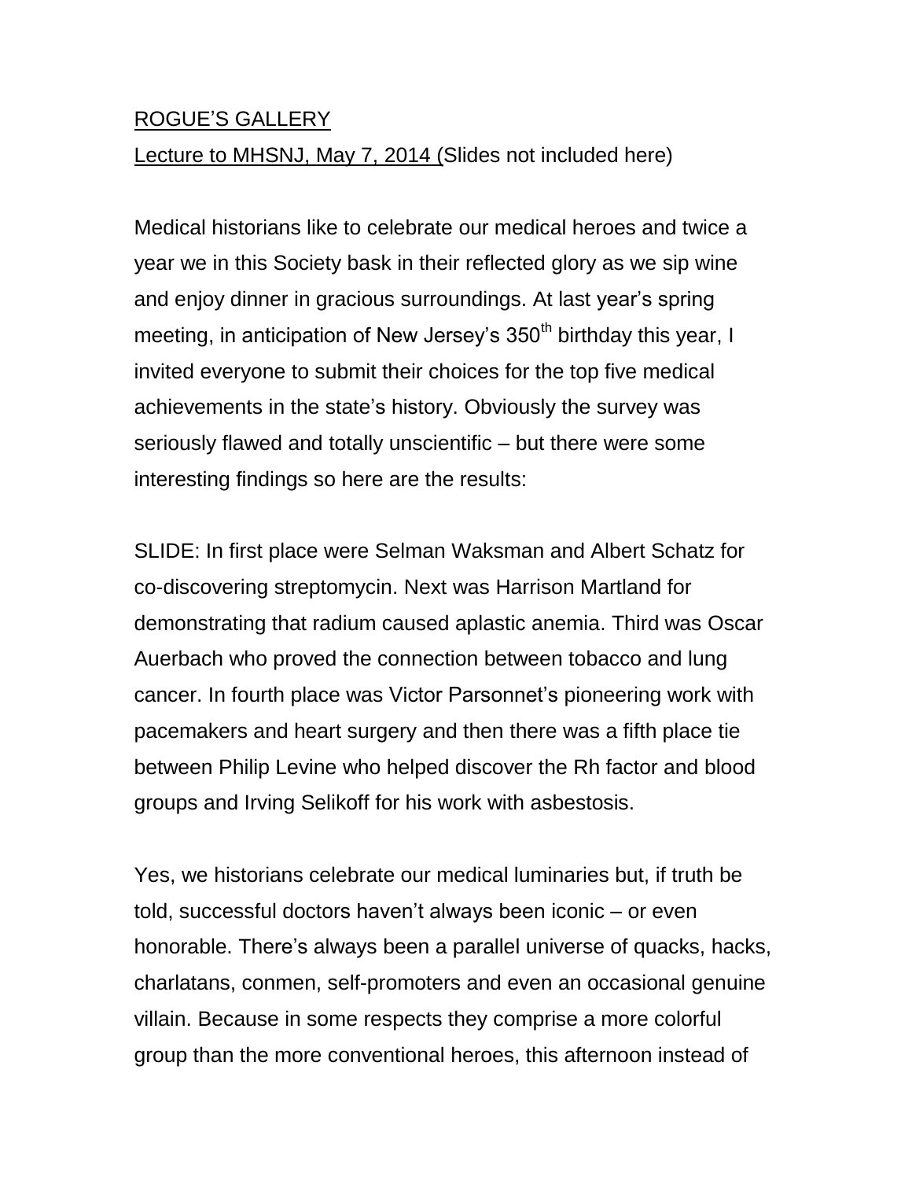ROGUE'S GALLERY

Lecture to MHSNJ, May 7, 2014 (Slides not included here)

Medical historians like to celebrate our medical heroes and twice a year we in this Society bask in their reflected glory as we sip wine and enjoy dinner in gracious surroundings. At last year's spring meeting, in anticipation of New Jersey's 350th birthday this year, I invited everyone to submit their choices for the top five medical achievements in the state's history. Obviously the survey was seriously flawed and totally unscientific – but there were some interesting findings so here are the results:

SLIDE: In first place were Selman Waksman and Albert Schatz for co-discovering streptomycin. Next was Harrison Martland for demonstrating that radium caused aplastic anemia. Third was Oscar Auerbach who proved the connection between tobacco and lung cancer. In fourth place was Victor Parsonnet's pioneering work with pacemakers and heart surgery and then there was a fifth place tie between Philip Levine who helped discover the Rh factor and blood groups and Irving Selikoff for his work with asbestosis.

Yes, we historians celebrate our medical luminaries but, if truth be told, successful doctors haven't always been iconic – or even honorable. There's always been a parallel universe of quacks, hacks, charlatans, conmen, self-promoters and even an occasional genuine villain. Because in some respects they comprise a more colorful group than the more conventional heroes, this afternoon instead of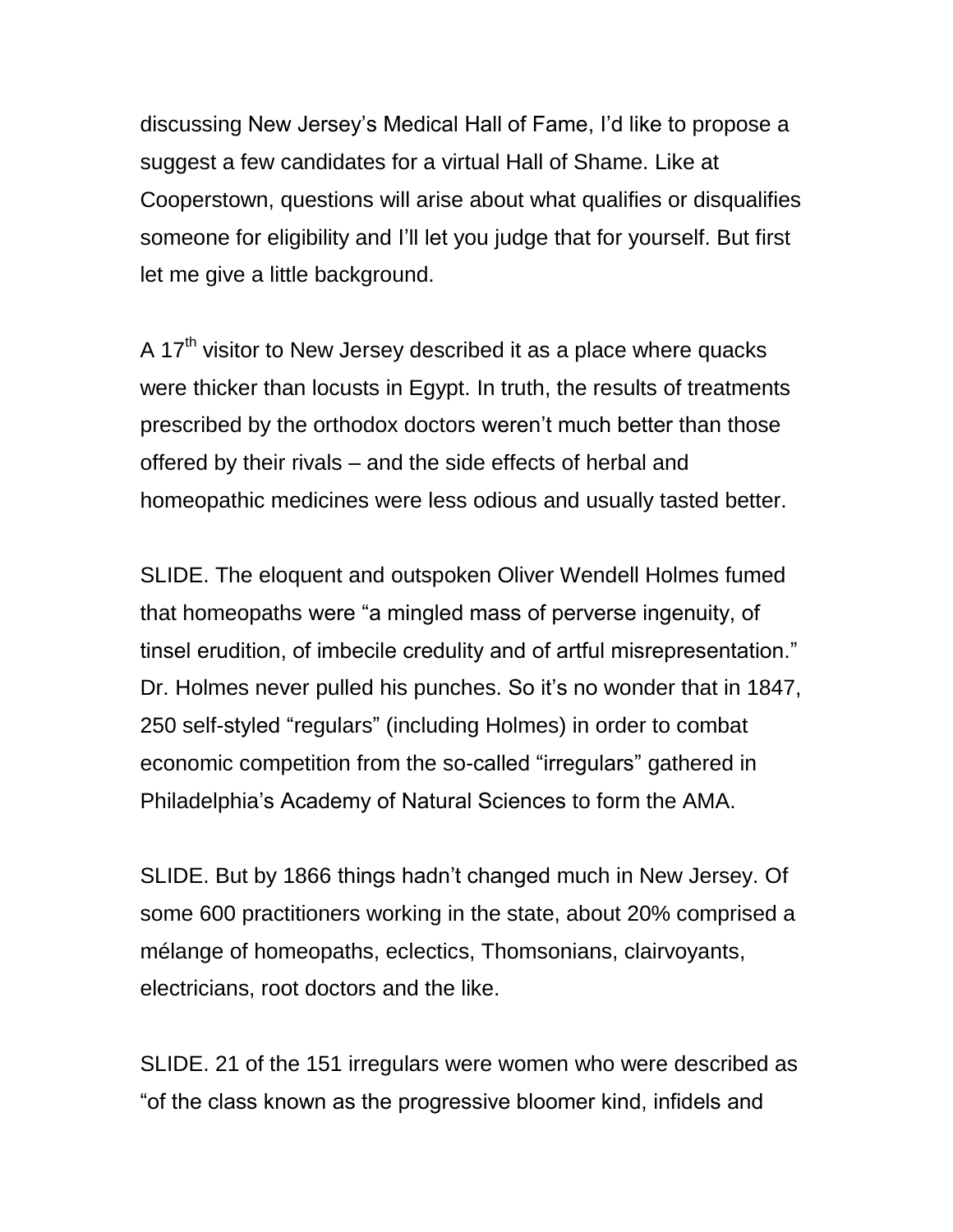discussing New Jersey's Medical Hall of Fame, I'd like to propose a suggest a few candidates for a virtual Hall of Shame. Like at Cooperstown, questions will arise about what qualifies or disqualifies someone for eligibility and I'll let you judge that for yourself. But first let me give a little background.

A 17$^{th}$ visitor to New Jersey described it as a place where quacks were thicker than locusts in Egypt. In truth, the results of treatments prescribed by the orthodox doctors weren't much better than those offered by their rivals – and the side effects of herbal and homeopathic medicines were less odious and usually tasted better.

SLIDE. The eloquent and outspoken Oliver Wendell Holmes fumed that homeopaths were "a mingled mass of perverse ingenuity, of tinsel erudition, of imbecile credulity and of artful misrepresentation." Dr. Holmes never pulled his punches. So it's no wonder that in 1847, 250 self-styled "regulars" (including Holmes) in order to combat economic competition from the so-called "irregulars" gathered in Philadelphia's Academy of Natural Sciences to form the AMA.

SLIDE. But by 1866 things hadn't changed much in New Jersey. Of some 600 practitioners working in the state, about 20% comprised a mélange of homeopaths, eclectics, Thomsonians, clairvoyants, electricians, root doctors and the like.

SLIDE. 21 of the 151 irregulars were women who were described as "of the class known as the progressive bloomer kind, infidels and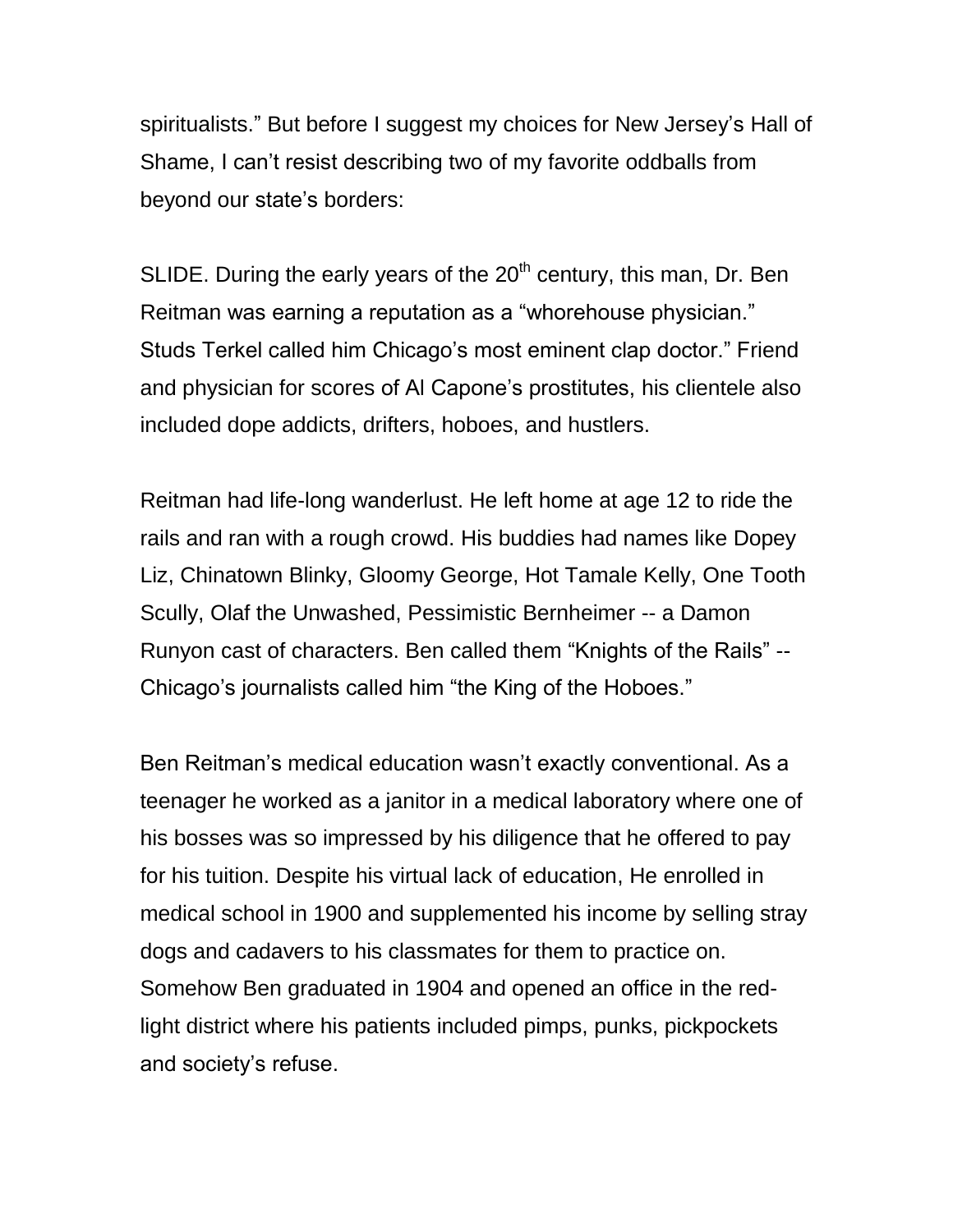spiritualists." But before I suggest my choices for New Jersey's Hall of Shame, I can't resist describing two of my favorite oddballs from beyond our state's borders:

SLIDE. During the early years of the 20th century, this man, Dr. Ben Reitman was earning a reputation as a "whorehouse physician." Studs Terkel called him Chicago's most eminent clap doctor." Friend and physician for scores of Al Capone's prostitutes, his clientele also included dope addicts, drifters, hoboes, and hustlers.

Reitman had life-long wanderlust. He left home at age 12 to ride the rails and ran with a rough crowd. His buddies had names like Dopey Liz, Chinatown Blinky, Gloomy George, Hot Tamale Kelly, One Tooth Scully, Olaf the Unwashed, Pessimistic Bernheimer -- a Damon Runyon cast of characters. Ben called them "Knights of the Rails" -- Chicago's journalists called him "the King of the Hoboes."

Ben Reitman's medical education wasn't exactly conventional. As a teenager he worked as a janitor in a medical laboratory where one of his bosses was so impressed by his diligence that he offered to pay for his tuition. Despite his virtual lack of education, He enrolled in medical school in 1900 and supplemented his income by selling stray dogs and cadavers to his classmates for them to practice on. Somehow Ben graduated in 1904 and opened an office in the red-light district where his patients included pimps, punks, pickpockets and society's refuse.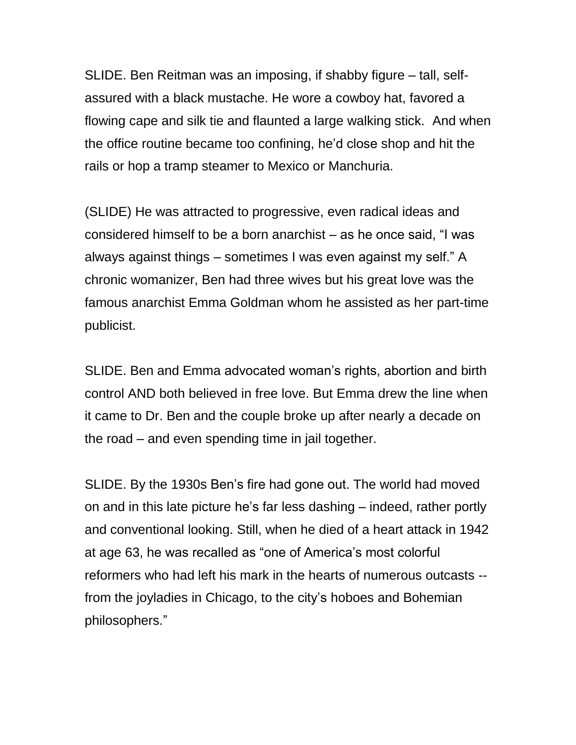SLIDE. Ben Reitman was an imposing, if shabby figure – tall, self-assured with a black mustache. He wore a cowboy hat, favored a flowing cape and silk tie and flaunted a large walking stick. And when the office routine became too confining, he'd close shop and hit the rails or hop a tramp steamer to Mexico or Manchuria.

(SLIDE) He was attracted to progressive, even radical ideas and considered himself to be a born anarchist – as he once said, "I was always against things – sometimes I was even against my self." A chronic womanizer, Ben had three wives but his great love was the famous anarchist Emma Goldman whom he assisted as her part-time publicist.

SLIDE. Ben and Emma advocated woman's rights, abortion and birth control AND both believed in free love. But Emma drew the line when it came to Dr. Ben and the couple broke up after nearly a decade on the road – and even spending time in jail together.

SLIDE. By the 1930s Ben's fire had gone out. The world had moved on and in this late picture he's far less dashing – indeed, rather portly and conventional looking. Still, when he died of a heart attack in 1942 at age 63, he was recalled as "one of America's most colorful reformers who had left his mark in the hearts of numerous outcasts -- from the joyladies in Chicago, to the city's hoboes and Bohemian philosophers."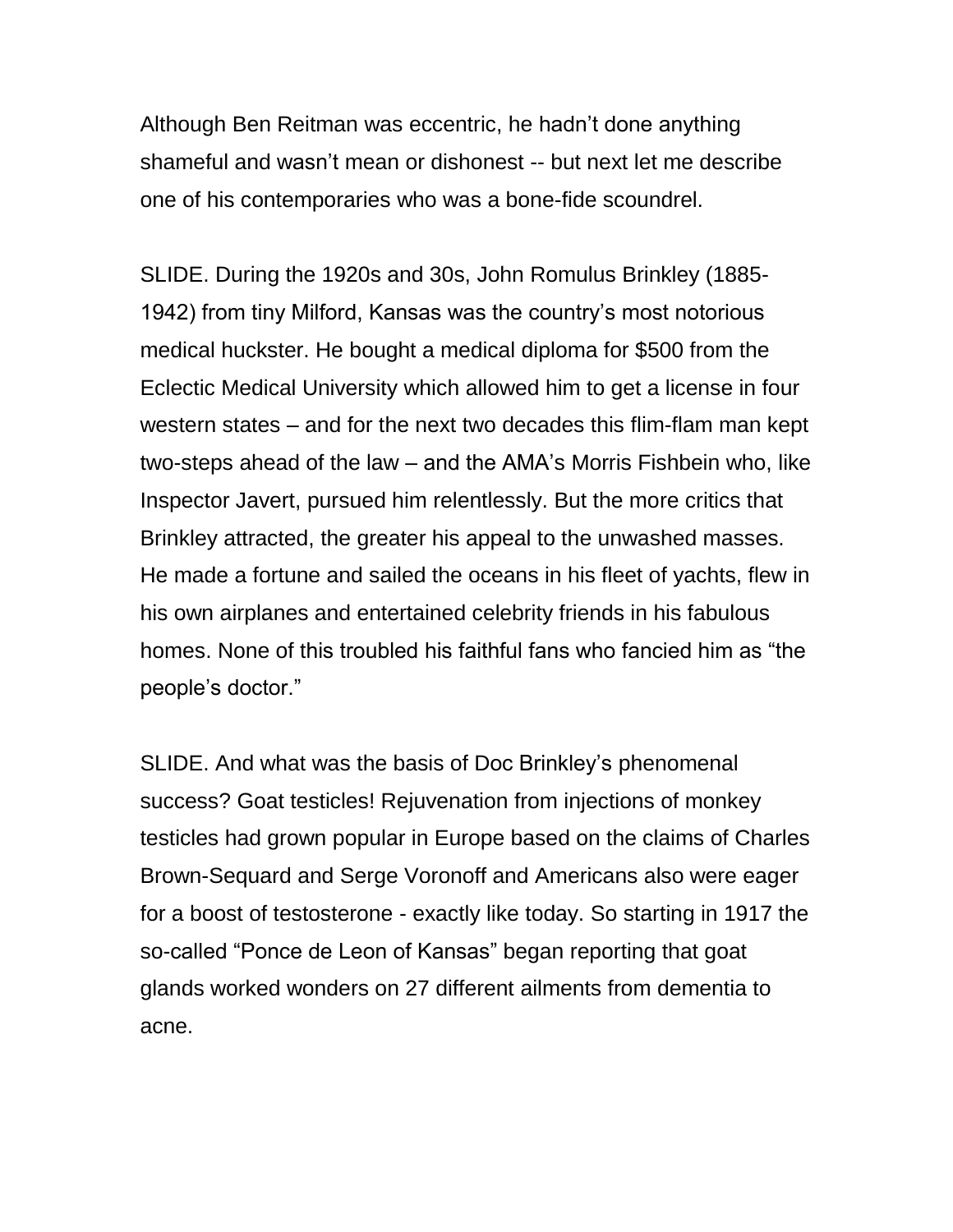Although Ben Reitman was eccentric, he hadn't done anything shameful and wasn't mean or dishonest -- but next let me describe one of his contemporaries who was a bone-fide scoundrel.

SLIDE. During the 1920s and 30s, John Romulus Brinkley (1885-1942) from tiny Milford, Kansas was the country's most notorious medical huckster. He bought a medical diploma for $500 from the Eclectic Medical University which allowed him to get a license in four western states – and for the next two decades this flim-flam man kept two-steps ahead of the law – and the AMA's Morris Fishbein who, like Inspector Javert, pursued him relentlessly. But the more critics that Brinkley attracted, the greater his appeal to the unwashed masses. He made a fortune and sailed the oceans in his fleet of yachts, flew in his own airplanes and entertained celebrity friends in his fabulous homes. None of this troubled his faithful fans who fancied him as "the people's doctor."

SLIDE. And what was the basis of Doc Brinkley's phenomenal success? Goat testicles! Rejuvenation from injections of monkey testicles had grown popular in Europe based on the claims of Charles Brown-Sequard and Serge Voronoff and Americans also were eager for a boost of testosterone - exactly like today. So starting in 1917 the so-called "Ponce de Leon of Kansas" began reporting that goat glands worked wonders on 27 different ailments from dementia to acne.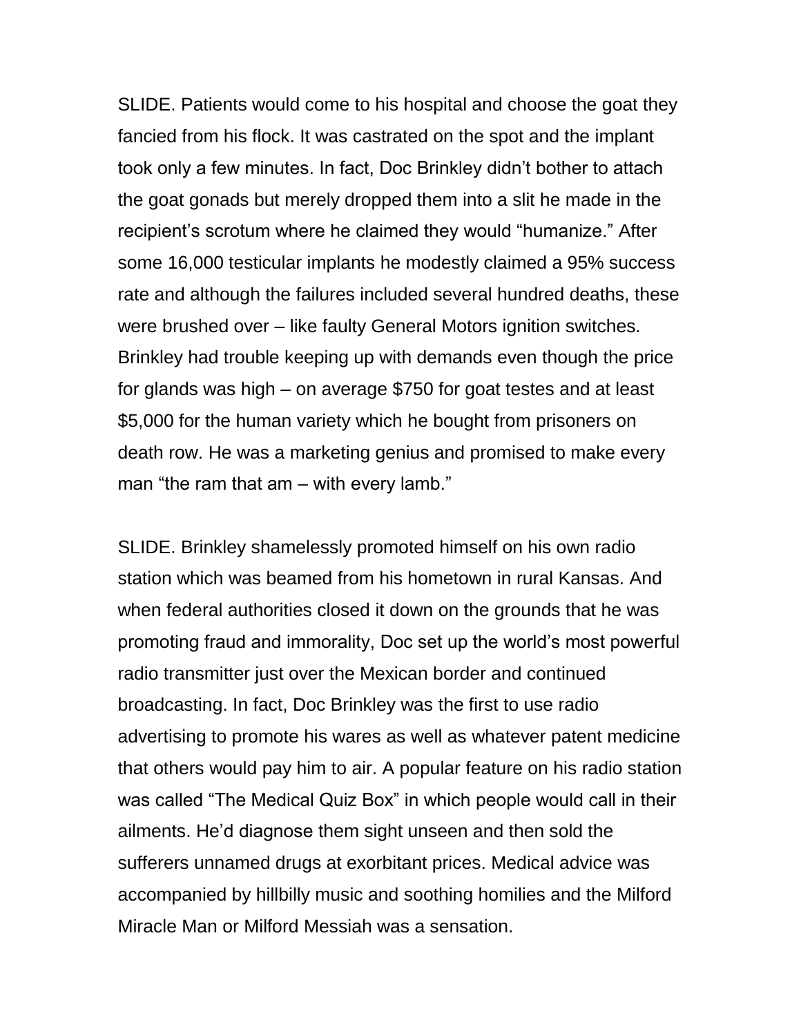SLIDE. Patients would come to his hospital and choose the goat they fancied from his flock. It was castrated on the spot and the implant took only a few minutes. In fact, Doc Brinkley didn't bother to attach the goat gonads but merely dropped them into a slit he made in the recipient's scrotum where he claimed they would "humanize." After some 16,000 testicular implants he modestly claimed a 95% success rate and although the failures included several hundred deaths, these were brushed over – like faulty General Motors ignition switches. Brinkley had trouble keeping up with demands even though the price for glands was high – on average $750 for goat testes and at least $5,000 for the human variety which he bought from prisoners on death row. He was a marketing genius and promised to make every man "the ram that am – with every lamb."

SLIDE. Brinkley shamelessly promoted himself on his own radio station which was beamed from his hometown in rural Kansas. And when federal authorities closed it down on the grounds that he was promoting fraud and immorality, Doc set up the world's most powerful radio transmitter just over the Mexican border and continued broadcasting. In fact, Doc Brinkley was the first to use radio advertising to promote his wares as well as whatever patent medicine that others would pay him to air. A popular feature on his radio station was called "The Medical Quiz Box" in which people would call in their ailments. He'd diagnose them sight unseen and then sold the sufferers unnamed drugs at exorbitant prices. Medical advice was accompanied by hillbilly music and soothing homilies and the Milford Miracle Man or Milford Messiah was a sensation.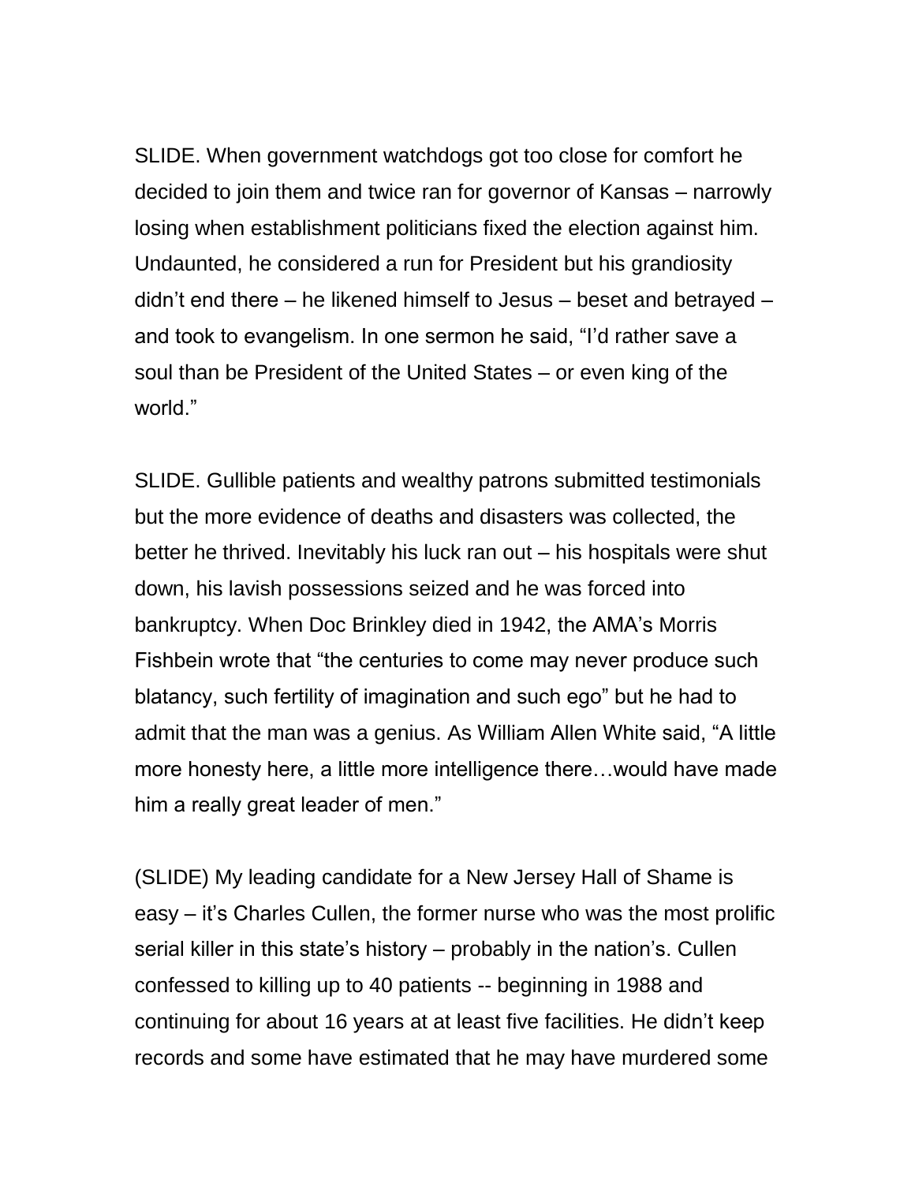SLIDE. When government watchdogs got too close for comfort he decided to join them and twice ran for governor of Kansas – narrowly losing when establishment politicians fixed the election against him. Undaunted, he considered a run for President but his grandiosity didn't end there – he likened himself to Jesus – beset and betrayed – and took to evangelism. In one sermon he said, "I'd rather save a soul than be President of the United States – or even king of the world."

SLIDE. Gullible patients and wealthy patrons submitted testimonials but the more evidence of deaths and disasters was collected, the better he thrived. Inevitably his luck ran out – his hospitals were shut down, his lavish possessions seized and he was forced into bankruptcy. When Doc Brinkley died in 1942, the AMA's Morris Fishbein wrote that "the centuries to come may never produce such blatancy, such fertility of imagination and such ego" but he had to admit that the man was a genius. As William Allen White said, "A little more honesty here, a little more intelligence there…would have made him a really great leader of men."

(SLIDE) My leading candidate for a New Jersey Hall of Shame is easy – it's Charles Cullen, the former nurse who was the most prolific serial killer in this state's history – probably in the nation's. Cullen confessed to killing up to 40 patients -- beginning in 1988 and continuing for about 16 years at at least five facilities. He didn't keep records and some have estimated that he may have murdered some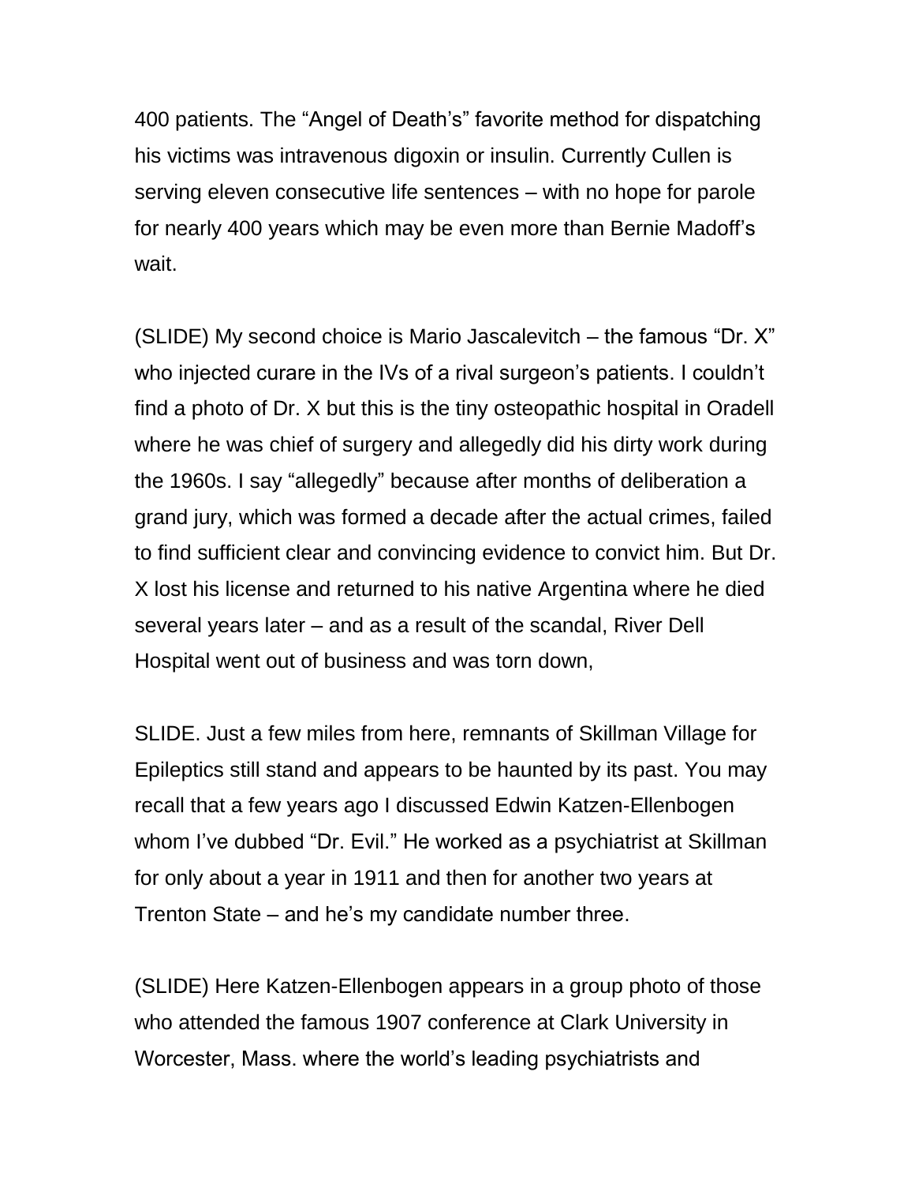400 patients. The “Angel of Death’s” favorite method for dispatching his victims was intravenous digoxin or insulin. Currently Cullen is serving eleven consecutive life sentences – with no hope for parole for nearly 400 years which may be even more than Bernie Madoff’s wait.

(SLIDE) My second choice is Mario Jascalevitch – the famous “Dr. X” who injected curare in the IVs of a rival surgeon’s patients. I couldn’t find a photo of Dr. X but this is the tiny osteopathic hospital in Oradell where he was chief of surgery and allegedly did his dirty work during the 1960s. I say “allegedly” because after months of deliberation a grand jury, which was formed a decade after the actual crimes, failed to find sufficient clear and convincing evidence to convict him. But Dr. X lost his license and returned to his native Argentina where he died several years later – and as a result of the scandal, River Dell Hospital went out of business and was torn down,

SLIDE. Just a few miles from here, remnants of Skillman Village for Epileptics still stand and appears to be haunted by its past. You may recall that a few years ago I discussed Edwin Katzen-Ellenbogen whom I’ve dubbed “Dr. Evil.” He worked as a psychiatrist at Skillman for only about a year in 1911 and then for another two years at Trenton State – and he’s my candidate number three.

(SLIDE) Here Katzen-Ellenbogen appears in a group photo of those who attended the famous 1907 conference at Clark University in Worcester, Mass. where the world’s leading psychiatrists and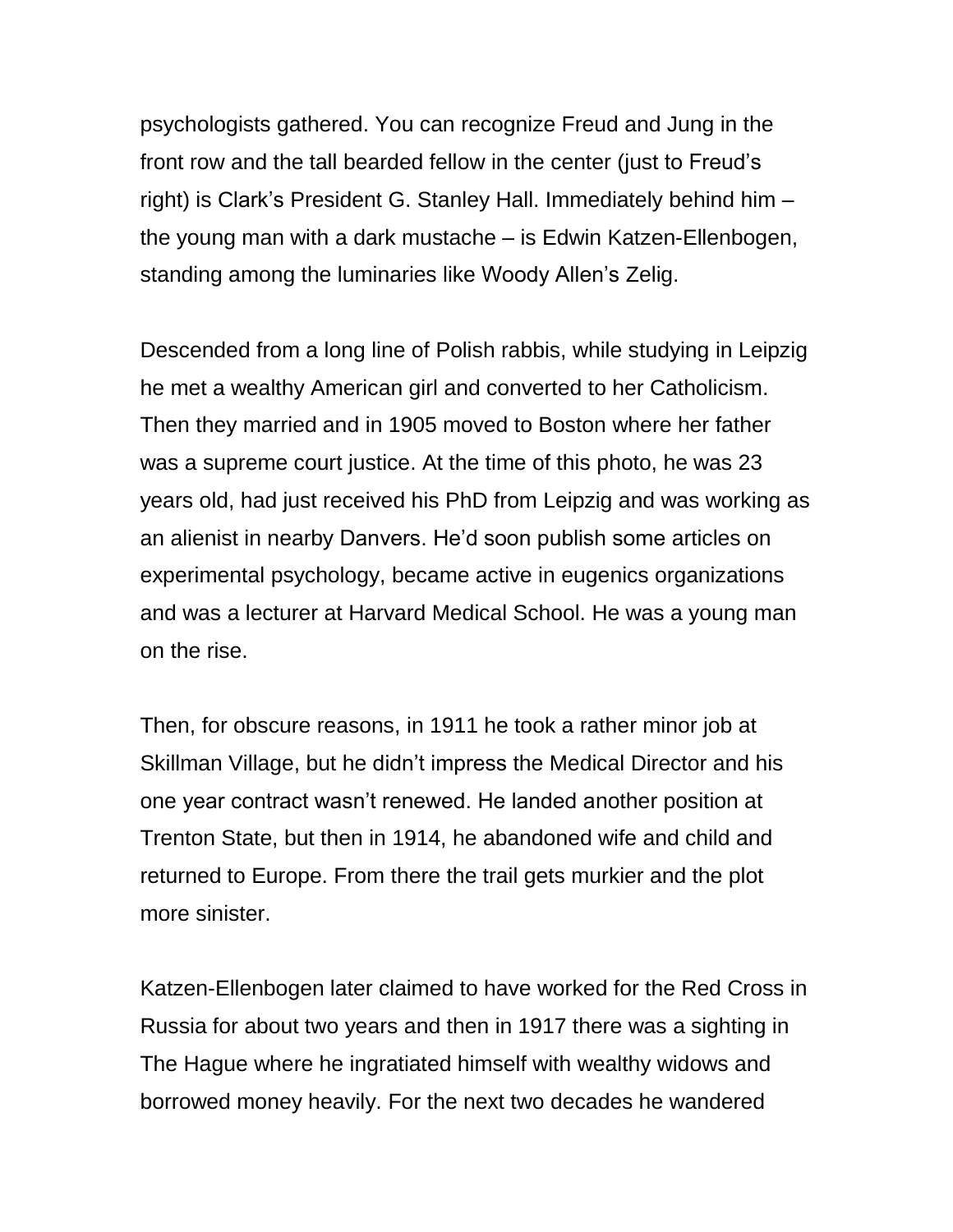psychologists gathered. You can recognize Freud and Jung in the front row and the tall bearded fellow in the center (just to Freud's right) is Clark's President G. Stanley Hall. Immediately behind him – the young man with a dark mustache – is Edwin Katzen-Ellenbogen, standing among the luminaries like Woody Allen's Zelig.

Descended from a long line of Polish rabbis, while studying in Leipzig he met a wealthy American girl and converted to her Catholicism. Then they married and in 1905 moved to Boston where her father was a supreme court justice. At the time of this photo, he was 23 years old, had just received his PhD from Leipzig and was working as an alienist in nearby Danvers. He'd soon publish some articles on experimental psychology, became active in eugenics organizations and was a lecturer at Harvard Medical School. He was a young man on the rise.

Then, for obscure reasons, in 1911 he took a rather minor job at Skillman Village, but he didn't impress the Medical Director and his one year contract wasn't renewed. He landed another position at Trenton State, but then in 1914, he abandoned wife and child and returned to Europe. From there the trail gets murkier and the plot more sinister.

Katzen-Ellenbogen later claimed to have worked for the Red Cross in Russia for about two years and then in 1917 there was a sighting in The Hague where he ingratiated himself with wealthy widows and borrowed money heavily. For the next two decades he wandered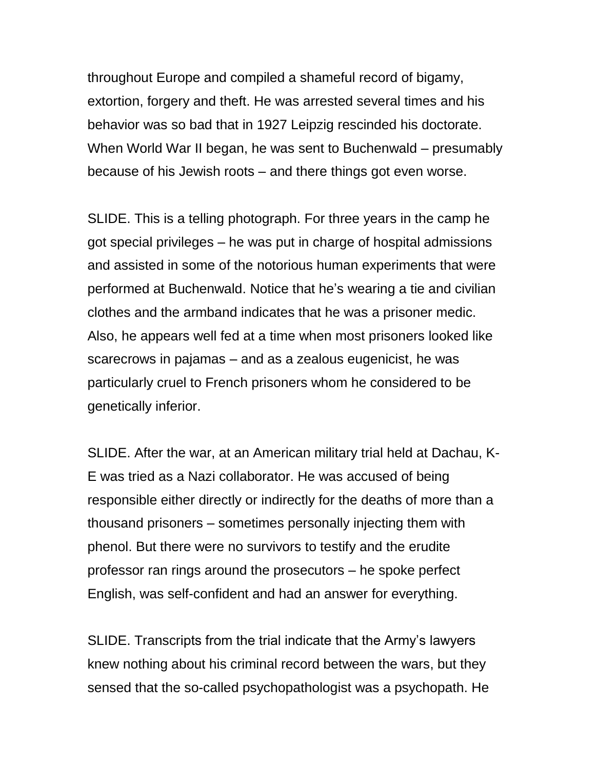throughout Europe and compiled a shameful record of bigamy, extortion, forgery and theft. He was arrested several times and his behavior was so bad that in 1927 Leipzig rescinded his doctorate. When World War II began, he was sent to Buchenwald – presumably because of his Jewish roots – and there things got even worse.

SLIDE. This is a telling photograph. For three years in the camp he got special privileges – he was put in charge of hospital admissions and assisted in some of the notorious human experiments that were performed at Buchenwald. Notice that he's wearing a tie and civilian clothes and the armband indicates that he was a prisoner medic. Also, he appears well fed at a time when most prisoners looked like scarecrows in pajamas – and as a zealous eugenicist, he was particularly cruel to French prisoners whom he considered to be genetically inferior.

SLIDE. After the war, at an American military trial held at Dachau, K-E was tried as a Nazi collaborator. He was accused of being responsible either directly or indirectly for the deaths of more than a thousand prisoners – sometimes personally injecting them with phenol. But there were no survivors to testify and the erudite professor ran rings around the prosecutors – he spoke perfect English, was self-confident and had an answer for everything.

SLIDE. Transcripts from the trial indicate that the Army's lawyers knew nothing about his criminal record between the wars, but they sensed that the so-called psychopathologist was a psychopath. He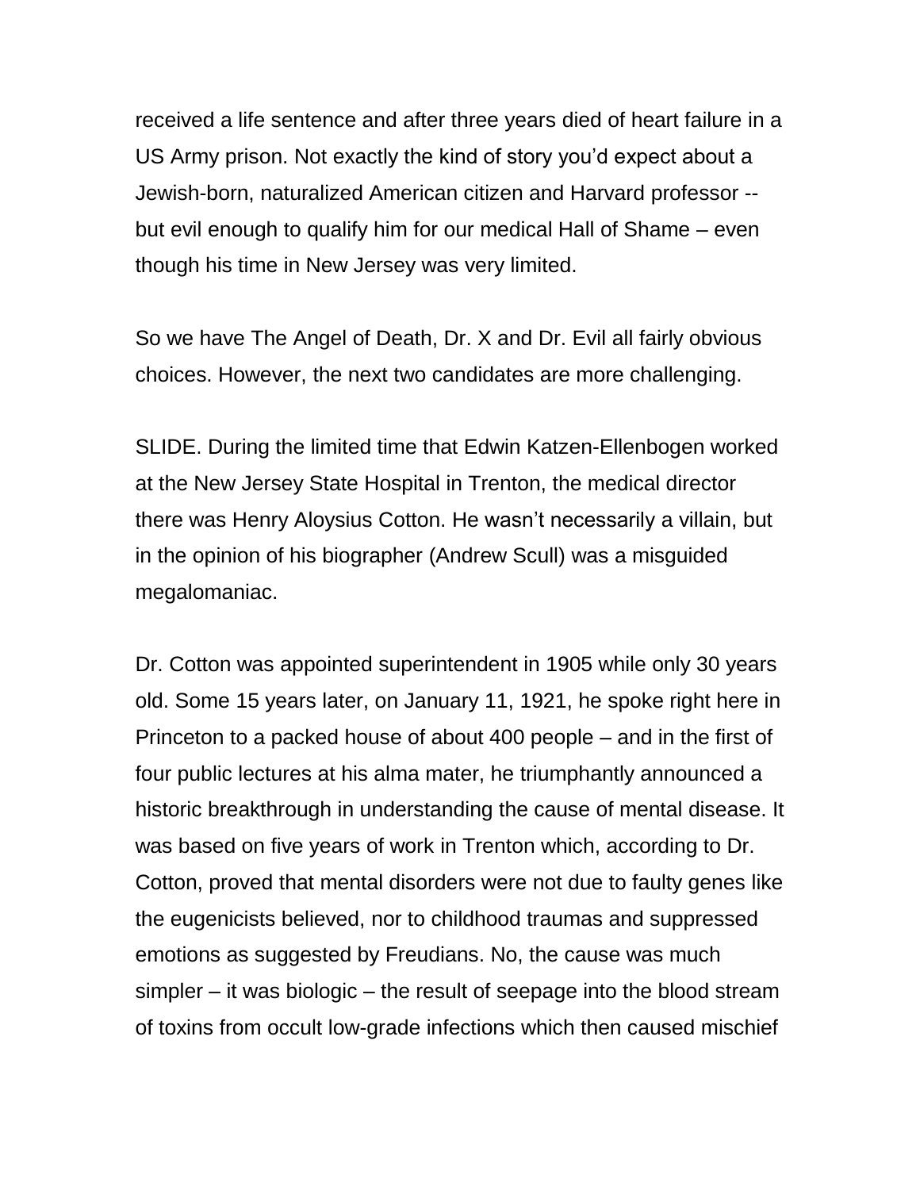received a life sentence and after three years died of heart failure in a US Army prison. Not exactly the kind of story you'd expect about a Jewish-born, naturalized American citizen and Harvard professor -- but evil enough to qualify him for our medical Hall of Shame – even though his time in New Jersey was very limited.

So we have The Angel of Death, Dr. X and Dr. Evil all fairly obvious choices. However, the next two candidates are more challenging.

SLIDE. During the limited time that Edwin Katzen-Ellenbogen worked at the New Jersey State Hospital in Trenton, the medical director there was Henry Aloysius Cotton. He wasn't necessarily a villain, but in the opinion of his biographer (Andrew Scull) was a misguided megalomaniac.

Dr. Cotton was appointed superintendent in 1905 while only 30 years old. Some 15 years later, on January 11, 1921, he spoke right here in Princeton to a packed house of about 400 people – and in the first of four public lectures at his alma mater, he triumphantly announced a historic breakthrough in understanding the cause of mental disease. It was based on five years of work in Trenton which, according to Dr. Cotton, proved that mental disorders were not due to faulty genes like the eugenicists believed, nor to childhood traumas and suppressed emotions as suggested by Freudians. No, the cause was much simpler – it was biologic – the result of seepage into the blood stream of toxins from occult low-grade infections which then caused mischief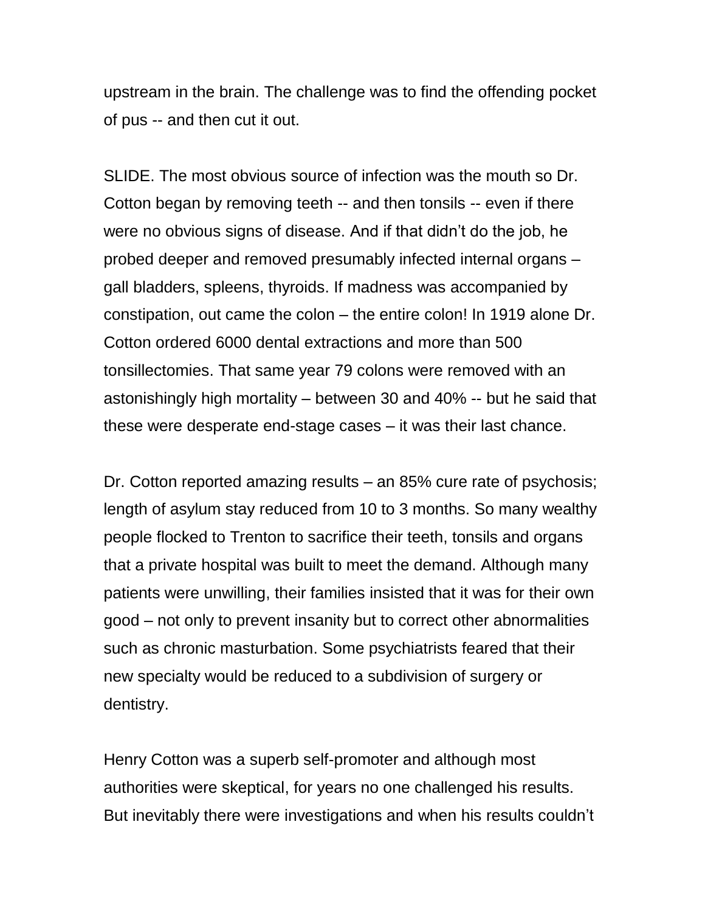upstream in the brain. The challenge was to find the offending pocket of pus -- and then cut it out.

SLIDE. The most obvious source of infection was the mouth so Dr. Cotton began by removing teeth -- and then tonsils -- even if there were no obvious signs of disease. And if that didn't do the job, he probed deeper and removed presumably infected internal organs – gall bladders, spleens, thyroids. If madness was accompanied by constipation, out came the colon – the entire colon! In 1919 alone Dr. Cotton ordered 6000 dental extractions and more than 500 tonsillectomies. That same year 79 colons were removed with an astonishingly high mortality – between 30 and 40% -- but he said that these were desperate end-stage cases – it was their last chance.

Dr. Cotton reported amazing results – an 85% cure rate of psychosis; length of asylum stay reduced from 10 to 3 months. So many wealthy people flocked to Trenton to sacrifice their teeth, tonsils and organs that a private hospital was built to meet the demand. Although many patients were unwilling, their families insisted that it was for their own good – not only to prevent insanity but to correct other abnormalities such as chronic masturbation. Some psychiatrists feared that their new specialty would be reduced to a subdivision of surgery or dentistry.

Henry Cotton was a superb self-promoter and although most authorities were skeptical, for years no one challenged his results. But inevitably there were investigations and when his results couldn't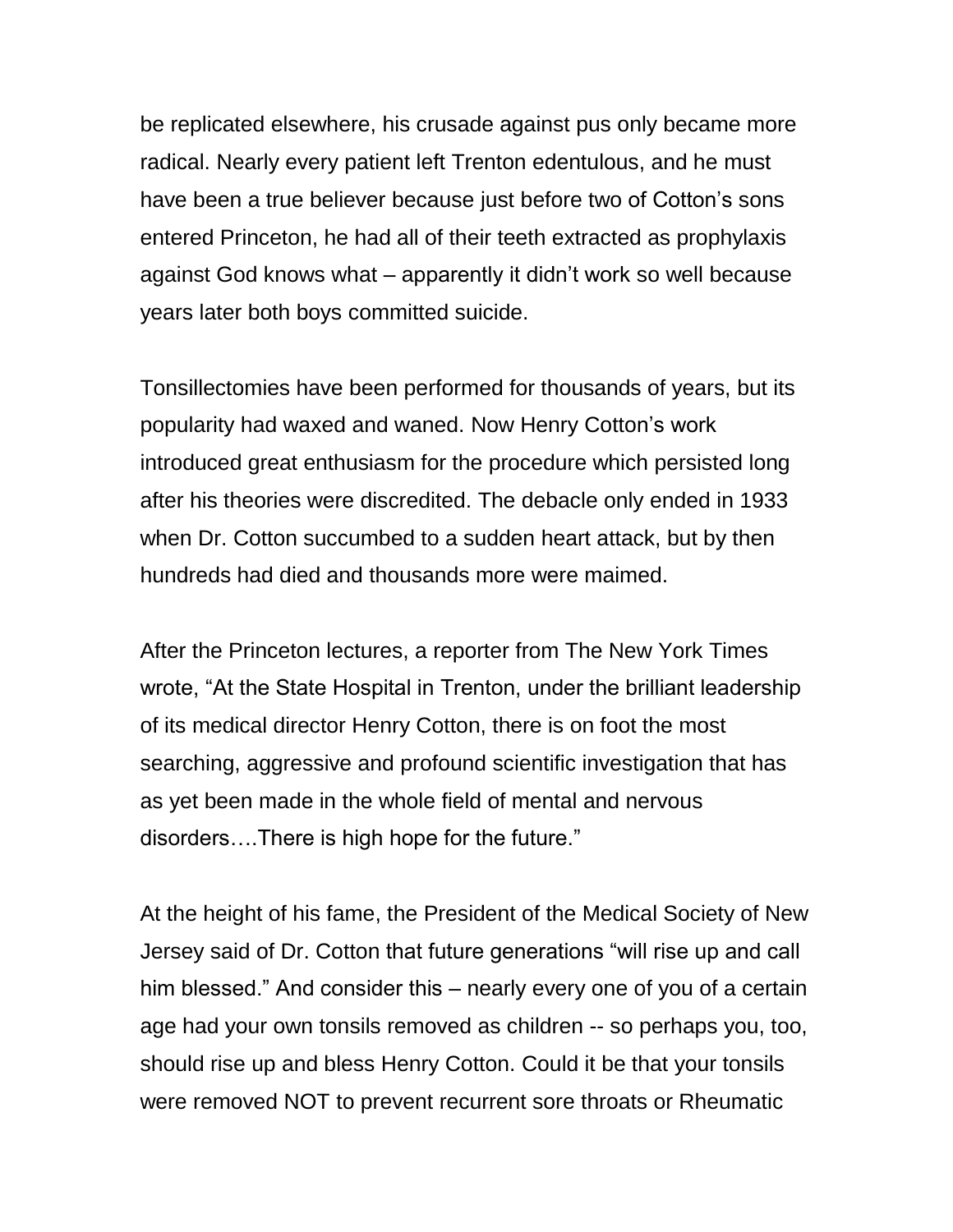be replicated elsewhere, his crusade against pus only became more radical. Nearly every patient left Trenton edentulous, and he must have been a true believer because just before two of Cotton's sons entered Princeton, he had all of their teeth extracted as prophylaxis against God knows what – apparently it didn't work so well because years later both boys committed suicide.

Tonsillectomies have been performed for thousands of years, but its popularity had waxed and waned. Now Henry Cotton's work introduced great enthusiasm for the procedure which persisted long after his theories were discredited. The debacle only ended in 1933 when Dr. Cotton succumbed to a sudden heart attack, but by then hundreds had died and thousands more were maimed.

After the Princeton lectures, a reporter from The New York Times wrote, "At the State Hospital in Trenton, under the brilliant leadership of its medical director Henry Cotton, there is on foot the most searching, aggressive and profound scientific investigation that has as yet been made in the whole field of mental and nervous disorders….There is high hope for the future."

At the height of his fame, the President of the Medical Society of New Jersey said of Dr. Cotton that future generations "will rise up and call him blessed." And consider this – nearly every one of you of a certain age had your own tonsils removed as children -- so perhaps you, too, should rise up and bless Henry Cotton. Could it be that your tonsils were removed NOT to prevent recurrent sore throats or Rheumatic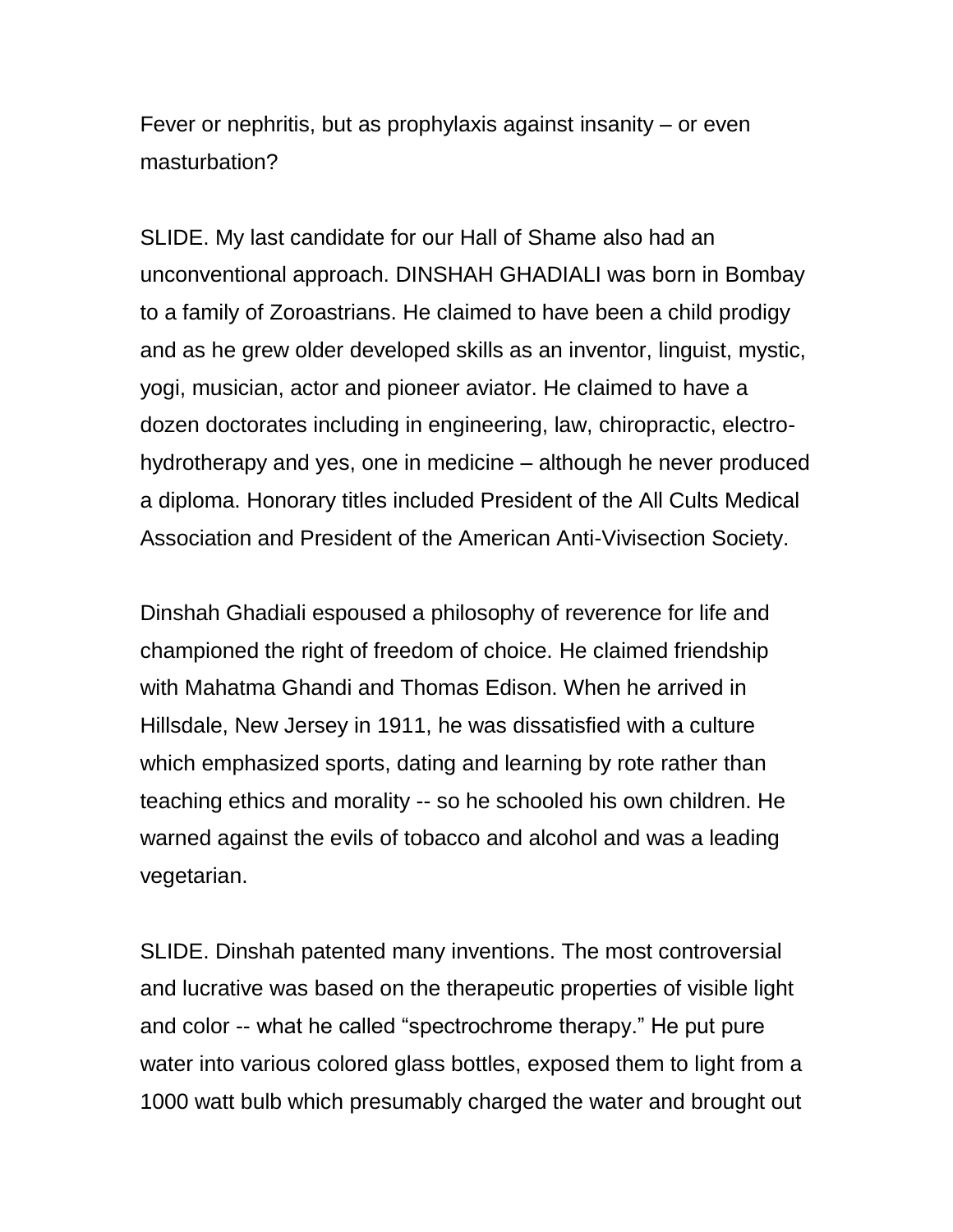Fever or nephritis, but as prophylaxis against insanity – or even masturbation?

SLIDE. My last candidate for our Hall of Shame also had an unconventional approach. DINSHAH GHADIALI was born in Bombay to a family of Zoroastrians. He claimed to have been a child prodigy and as he grew older developed skills as an inventor, linguist, mystic, yogi, musician, actor and pioneer aviator. He claimed to have a dozen doctorates including in engineering, law, chiropractic, electro-hydrotherapy and yes, one in medicine – although he never produced a diploma. Honorary titles included President of the All Cults Medical Association and President of the American Anti-Vivisection Society.

Dinshah Ghadiali espoused a philosophy of reverence for life and championed the right of freedom of choice. He claimed friendship with Mahatma Ghandi and Thomas Edison. When he arrived in Hillsdale, New Jersey in 1911, he was dissatisfied with a culture which emphasized sports, dating and learning by rote rather than teaching ethics and morality -- so he schooled his own children. He warned against the evils of tobacco and alcohol and was a leading vegetarian.

SLIDE. Dinshah patented many inventions. The most controversial and lucrative was based on the therapeutic properties of visible light and color -- what he called “spectrochrome therapy.” He put pure water into various colored glass bottles, exposed them to light from a 1000 watt bulb which presumably charged the water and brought out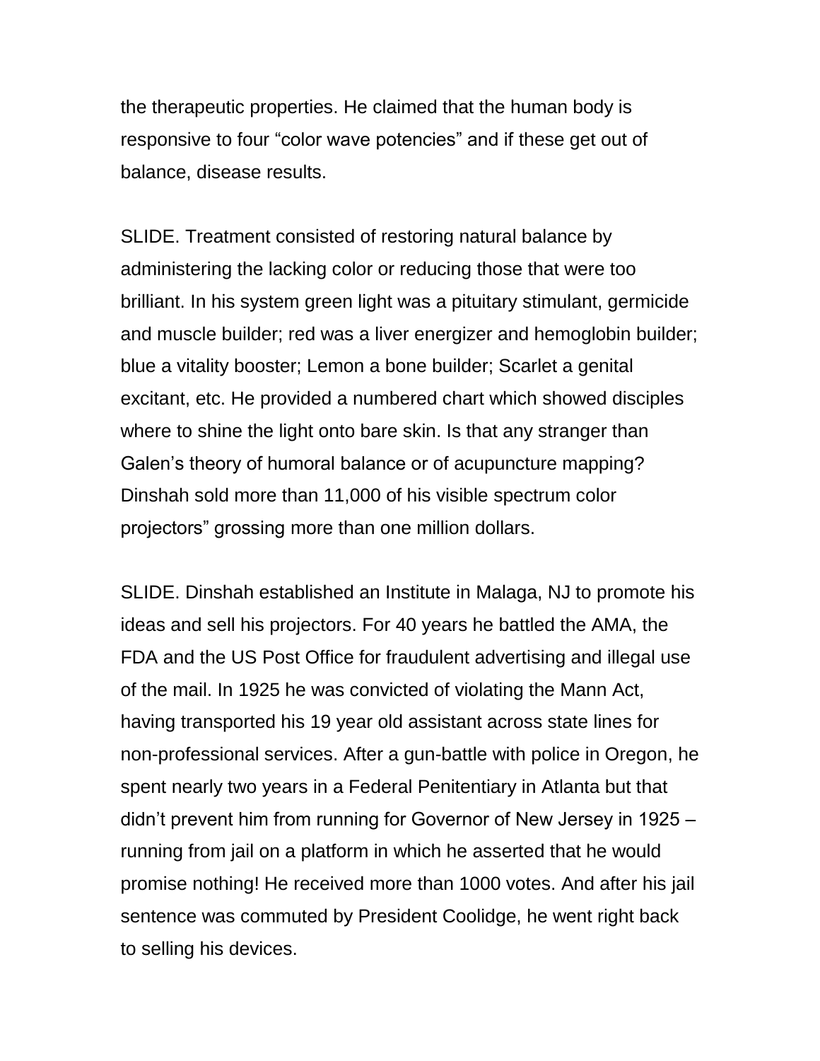the therapeutic properties. He claimed that the human body is responsive to four "color wave potencies" and if these get out of balance, disease results.

SLIDE. Treatment consisted of restoring natural balance by administering the lacking color or reducing those that were too brilliant. In his system green light was a pituitary stimulant, germicide and muscle builder; red was a liver energizer and hemoglobin builder; blue a vitality booster; Lemon a bone builder; Scarlet a genital excitant, etc. He provided a numbered chart which showed disciples where to shine the light onto bare skin. Is that any stranger than Galen's theory of humoral balance or of acupuncture mapping? Dinshah sold more than 11,000 of his visible spectrum color projectors" grossing more than one million dollars.

SLIDE. Dinshah established an Institute in Malaga, NJ to promote his ideas and sell his projectors. For 40 years he battled the AMA, the FDA and the US Post Office for fraudulent advertising and illegal use of the mail. In 1925 he was convicted of violating the Mann Act, having transported his 19 year old assistant across state lines for non-professional services. After a gun-battle with police in Oregon, he spent nearly two years in a Federal Penitentiary in Atlanta but that didn't prevent him from running for Governor of New Jersey in 1925 – running from jail on a platform in which he asserted that he would promise nothing! He received more than 1000 votes. And after his jail sentence was commuted by President Coolidge, he went right back to selling his devices.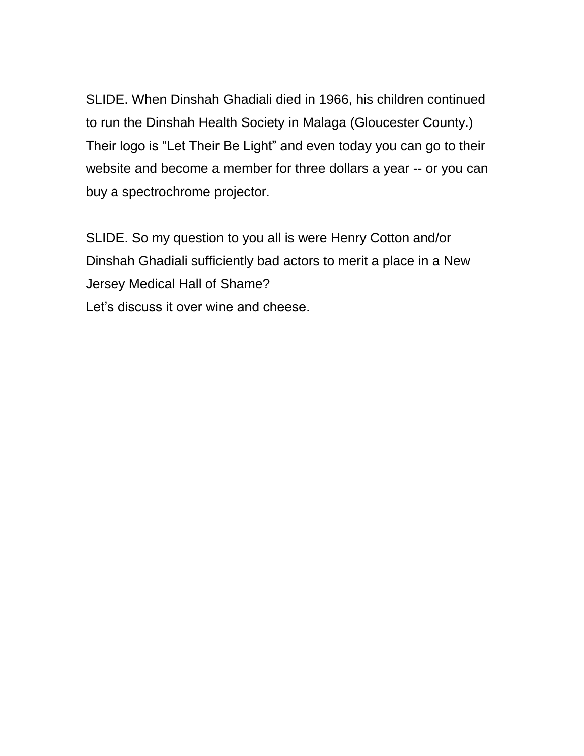SLIDE. When Dinshah Ghadiali died in 1966, his children continued to run the Dinshah Health Society in Malaga (Gloucester County.) Their logo is "Let Their Be Light" and even today you can go to their website and become a member for three dollars a year -- or you can buy a spectrochrome projector.

SLIDE. So my question to you all is were Henry Cotton and/or Dinshah Ghadiali sufficiently bad actors to merit a place in a New Jersey Medical Hall of Shame?
Let's discuss it over wine and cheese.